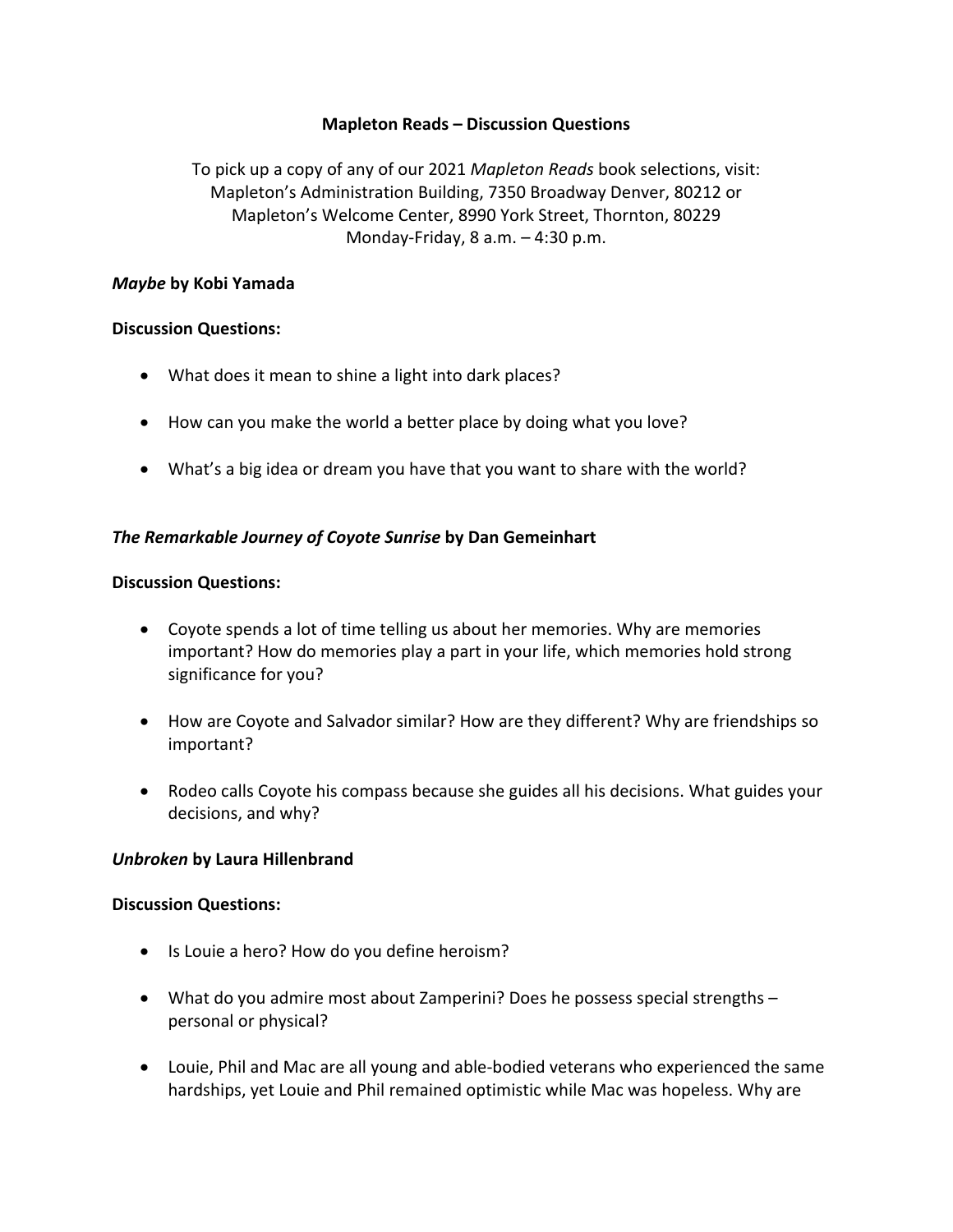# Mapleton Reads – Discussion Questions

To pick up a copy of any of our 2021 *Mapleton Reads* book selections, visit:
Mapleton's Administration Building, 7350 Broadway Denver, 80212 or
Mapleton's Welcome Center, 8990 York Street, Thornton, 80229
Monday-Friday, 8 a.m. – 4:30 p.m.

## *Maybe* by Kobi Yamada

**Discussion Questions:**

- What does it mean to shine a light into dark places?
- How can you make the world a better place by doing what you love?
- What's a big idea or dream you have that you want to share with the world?

## *The Remarkable Journey of Coyote Sunrise* by Dan Gemeinhart

**Discussion Questions:**

- Coyote spends a lot of time telling us about her memories. Why are memories important? How do memories play a part in your life, which memories hold strong significance for you?
- How are Coyote and Salvador similar? How are they different? Why are friendships so important?
- Rodeo calls Coyote his compass because she guides all his decisions. What guides your decisions, and why?

## *Unbroken* by Laura Hillenbrand

**Discussion Questions:**

- Is Louie a hero? How do you define heroism?
- What do you admire most about Zamperini? Does he possess special strengths – personal or physical?
- Louie, Phil and Mac are all young and able-bodied veterans who experienced the same hardships, yet Louie and Phil remained optimistic while Mac was hopeless. Why are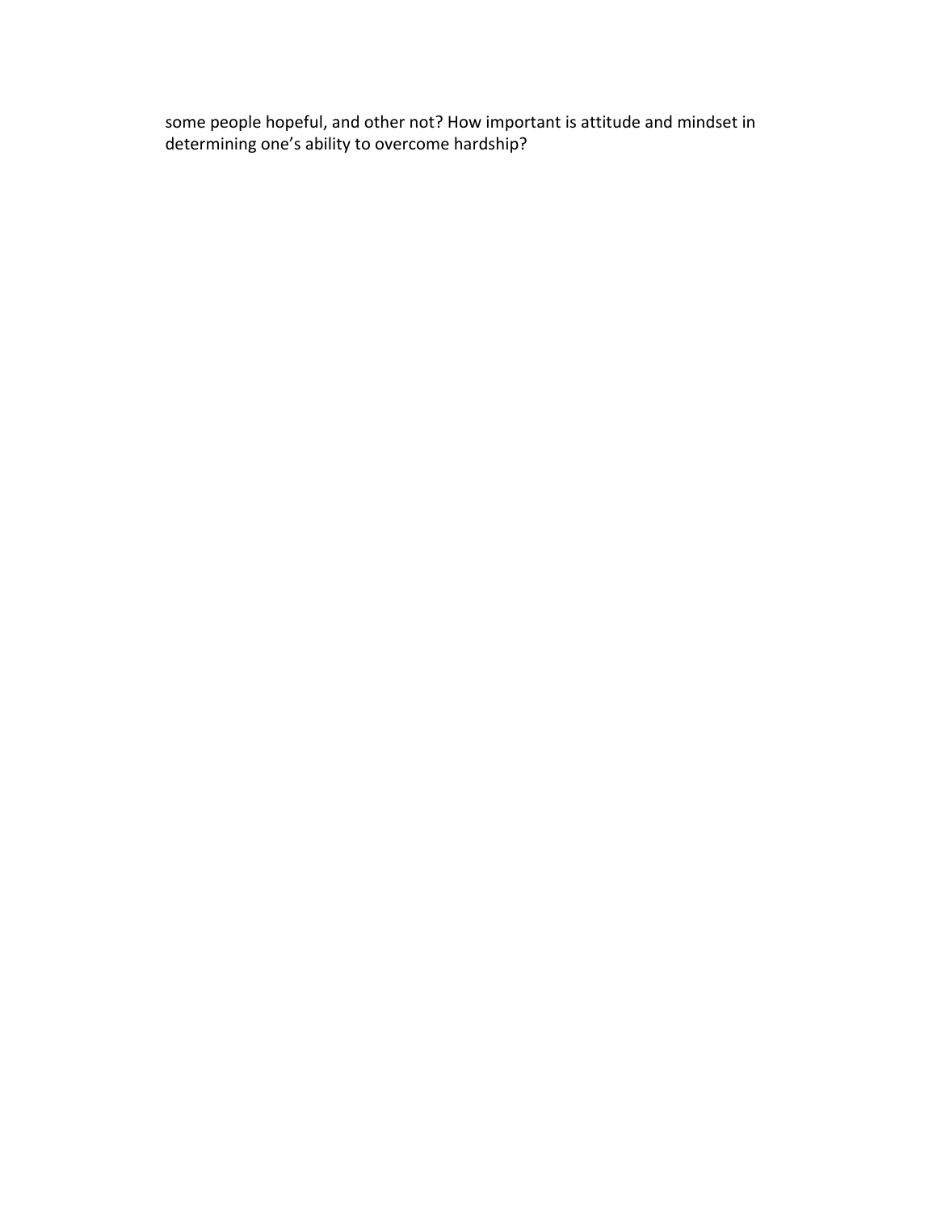some people hopeful, and other not? How important is attitude and mindset in determining one's ability to overcome hardship?